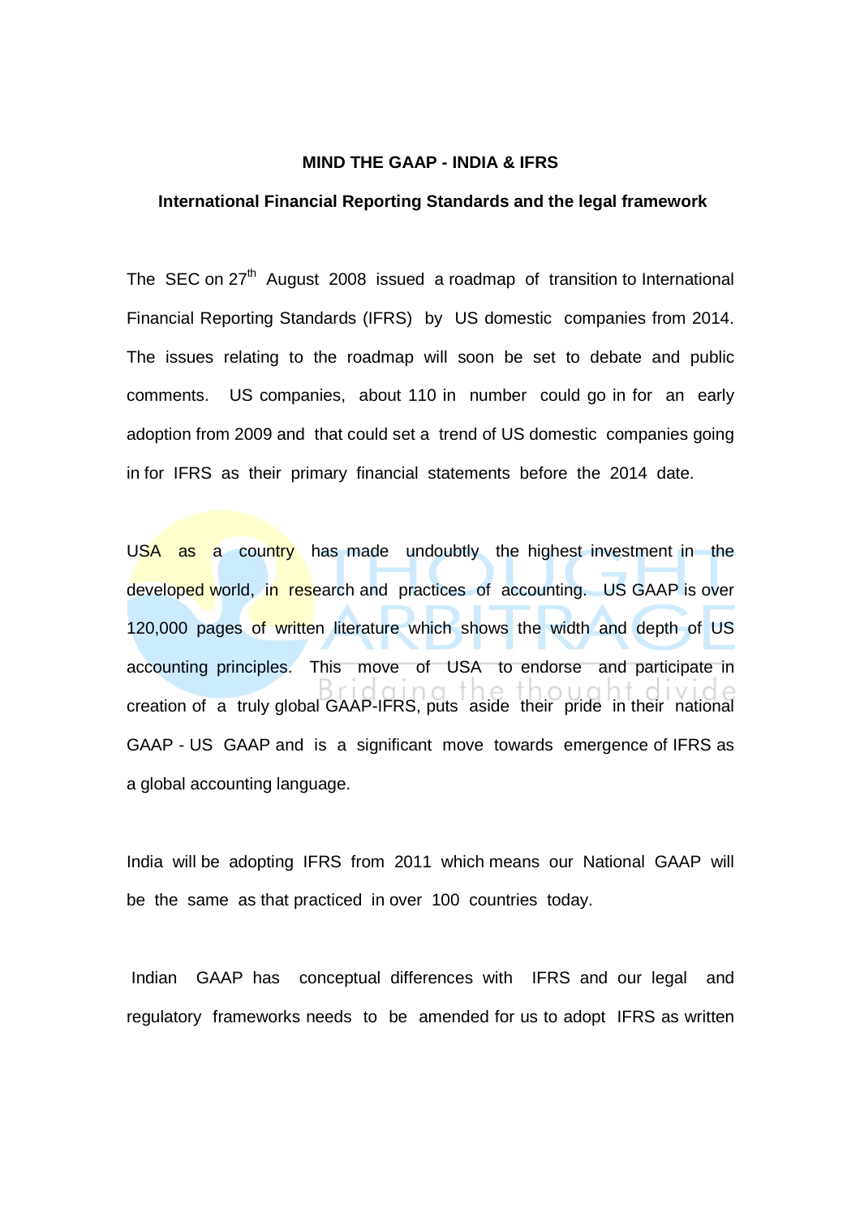**MIND THE GAAP - INDIA & IFRS**

**International Financial Reporting Standards and the legal framework**

The SEC on 27th August 2008 issued a roadmap of transition to International Financial Reporting Standards (IFRS) by US domestic companies from 2014. The issues relating to the roadmap will soon be set to debate and public comments. US companies, about 110 in number could go in for an early adoption from 2009 and that could set a trend of US domestic companies going in for IFRS as their primary financial statements before the 2014 date.

USA as a country has made undoubtly the highest investment in the developed world, in research and practices of accounting. US GAAP is over 120,000 pages of written literature which shows the width and depth of US accounting principles. This move of USA to endorse and participate in creation of a truly global GAAP-IFRS, puts aside their pride in their national GAAP - US GAAP and is a significant move towards emergence of IFRS as a global accounting language.

India will be adopting IFRS from 2011 which means our National GAAP will be the same as that practiced in over 100 countries today.

Indian GAAP has conceptual differences with IFRS and our legal and regulatory frameworks needs to be amended for us to adopt IFRS as written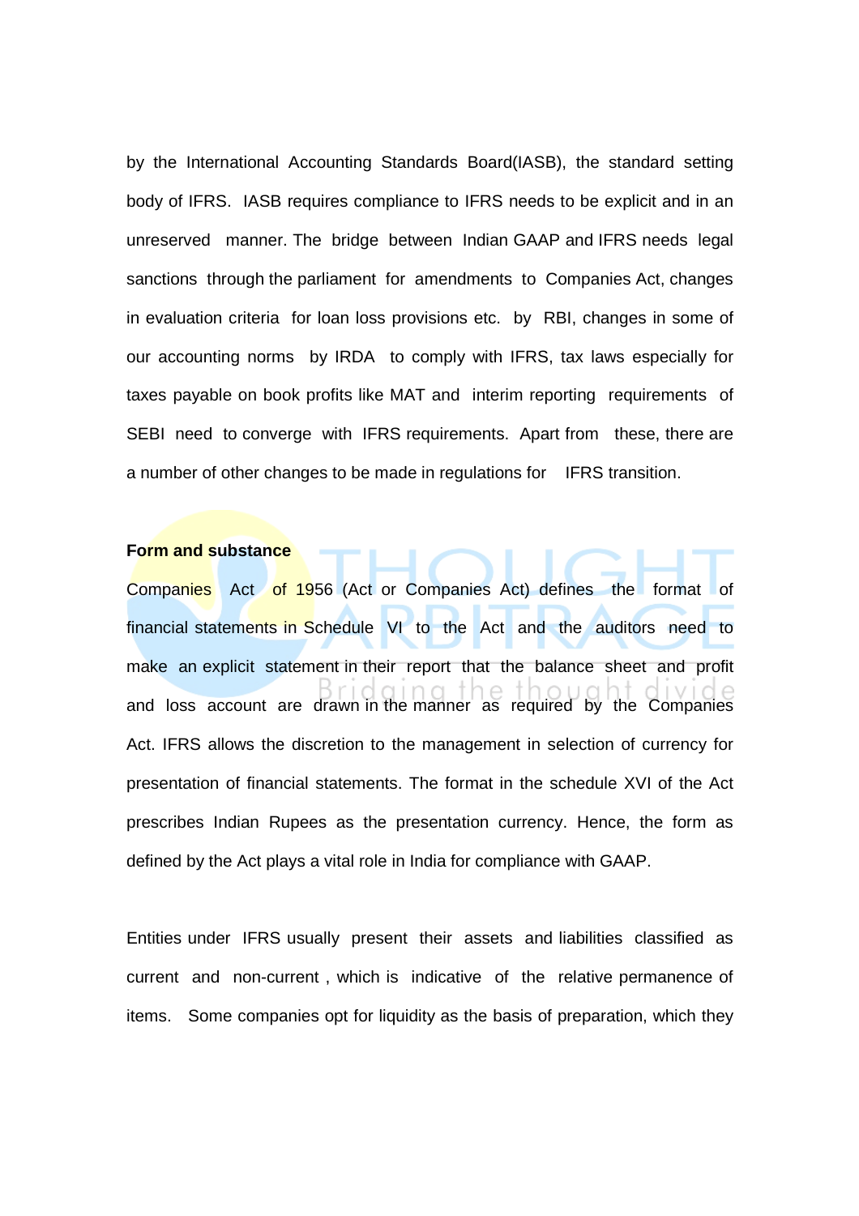by the International Accounting Standards Board(IASB), the standard setting body of IFRS. IASB requires compliance to IFRS needs to be explicit and in an unreserved manner. The bridge between Indian GAAP and IFRS needs legal sanctions through the parliament for amendments to Companies Act, changes in evaluation criteria for loan loss provisions etc. by RBI, changes in some of our accounting norms by IRDA to comply with IFRS, tax laws especially for taxes payable on book profits like MAT and interim reporting requirements of SEBI need to converge with IFRS requirements. Apart from these, there are a number of other changes to be made in regulations for IFRS transition.

**Form and substance**

Companies Act of 1956 (Act or Companies Act) defines the format of financial statements in Schedule VI to the Act and the auditors need to make an explicit statement in their report that the balance sheet and profit and loss account are drawn in the manner as required by the Companies Act. IFRS allows the discretion to the management in selection of currency for presentation of financial statements. The format in the schedule XVI of the Act prescribes Indian Rupees as the presentation currency. Hence, the form as defined by the Act plays a vital role in India for compliance with GAAP.

Entities under IFRS usually present their assets and liabilities classified as current and non-current , which is indicative of the relative permanence of items. Some companies opt for liquidity as the basis of preparation, which they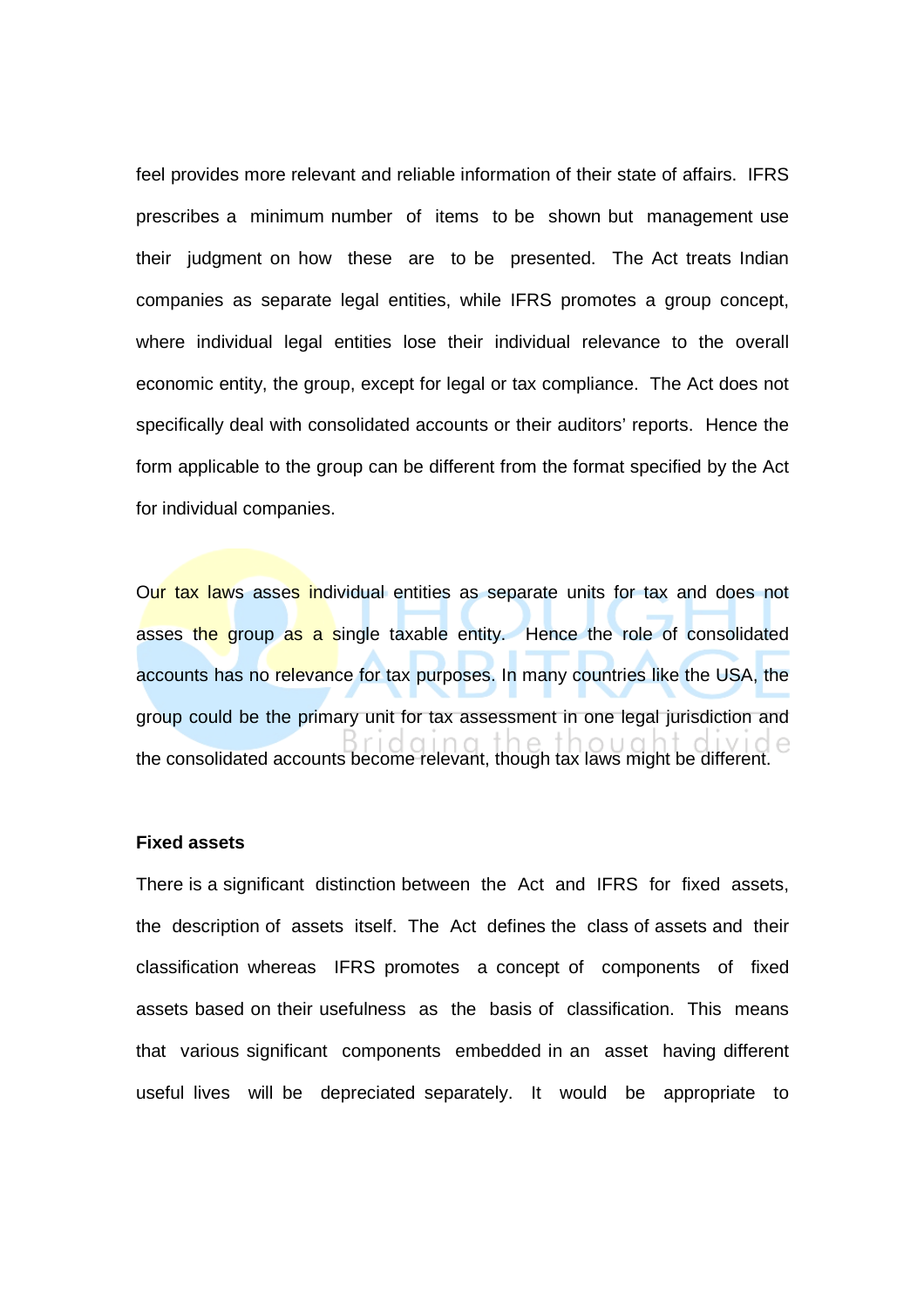feel provides more relevant and reliable information of their state of affairs. IFRS prescribes a minimum number of items to be shown but management use their judgment on how these are to be presented. The Act treats Indian companies as separate legal entities, while IFRS promotes a group concept, where individual legal entities lose their individual relevance to the overall economic entity, the group, except for legal or tax compliance. The Act does not specifically deal with consolidated accounts or their auditors' reports. Hence the form applicable to the group can be different from the format specified by the Act for individual companies.

Our tax laws asses individual entities as separate units for tax and does not asses the group as a single taxable entity. Hence the role of consolidated accounts has no relevance for tax purposes. In many countries like the USA, the group could be the primary unit for tax assessment in one legal jurisdiction and the consolidated accounts become relevant, though tax laws might be different.

**Fixed assets**

There is a significant distinction between the Act and IFRS for fixed assets, the description of assets itself. The Act defines the class of assets and their classification whereas IFRS promotes a concept of components of fixed assets based on their usefulness as the basis of classification. This means that various significant components embedded in an asset having different useful lives will be depreciated separately. It would be appropriate to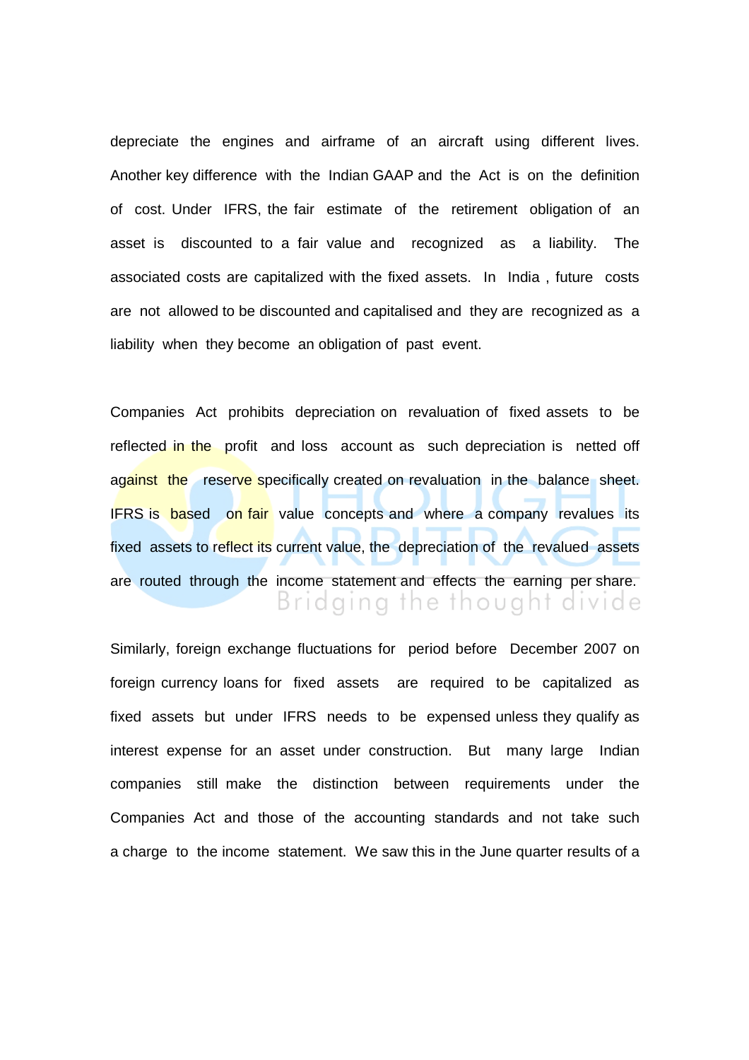depreciate the engines and airframe of an aircraft using different lives. Another key difference with the Indian GAAP and the Act is on the definition of cost. Under IFRS, the fair estimate of the retirement obligation of an asset is discounted to a fair value and recognized as a liability. The associated costs are capitalized with the fixed assets. In India , future costs are not allowed to be discounted and capitalised and they are recognized as a liability when they become an obligation of past event.

Companies Act prohibits depreciation on revaluation of fixed assets to be reflected in the profit and loss account as such depreciation is netted off against the reserve specifically created on revaluation in the balance sheet. IFRS is based on fair value concepts and where a company revalues its fixed assets to reflect its current value, the depreciation of the revalued assets are routed through the income statement and effects the earning per share.

Similarly, foreign exchange fluctuations for period before December 2007 on foreign currency loans for fixed assets are required to be capitalized as fixed assets but under IFRS needs to be expensed unless they qualify as interest expense for an asset under construction. But many large Indian companies still make the distinction between requirements under the Companies Act and those of the accounting standards and not take such a charge to the income statement. We saw this in the June quarter results of a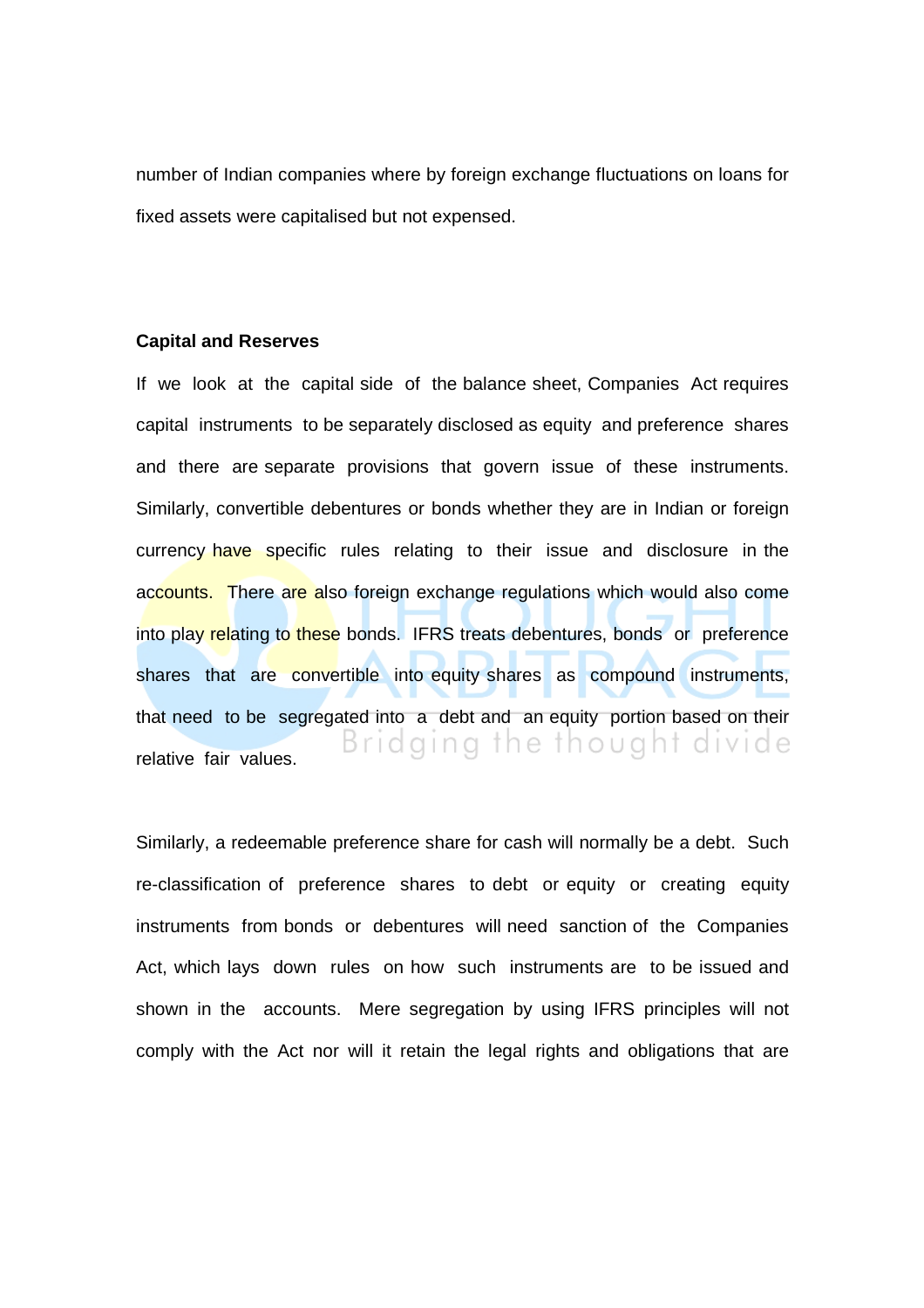number of Indian companies where by foreign exchange fluctuations on loans for fixed assets were capitalised but not expensed.

**Capital and Reserves**

If we look at the capital side of the balance sheet, Companies Act requires capital instruments to be separately disclosed as equity and preference shares and there are separate provisions that govern issue of these instruments. Similarly, convertible debentures or bonds whether they are in Indian or foreign currency have specific rules relating to their issue and disclosure in the accounts. There are also foreign exchange regulations which would also come into play relating to these bonds. IFRS treats debentures, bonds or preference shares that are convertible into equity shares as compound instruments, that need to be segregated into a debt and an equity portion based on their relative fair values.

Similarly, a redeemable preference share for cash will normally be a debt. Such re-classification of preference shares to debt or equity or creating equity instruments from bonds or debentures will need sanction of the Companies Act, which lays down rules on how such instruments are to be issued and shown in the accounts. Mere segregation by using IFRS principles will not comply with the Act nor will it retain the legal rights and obligations that are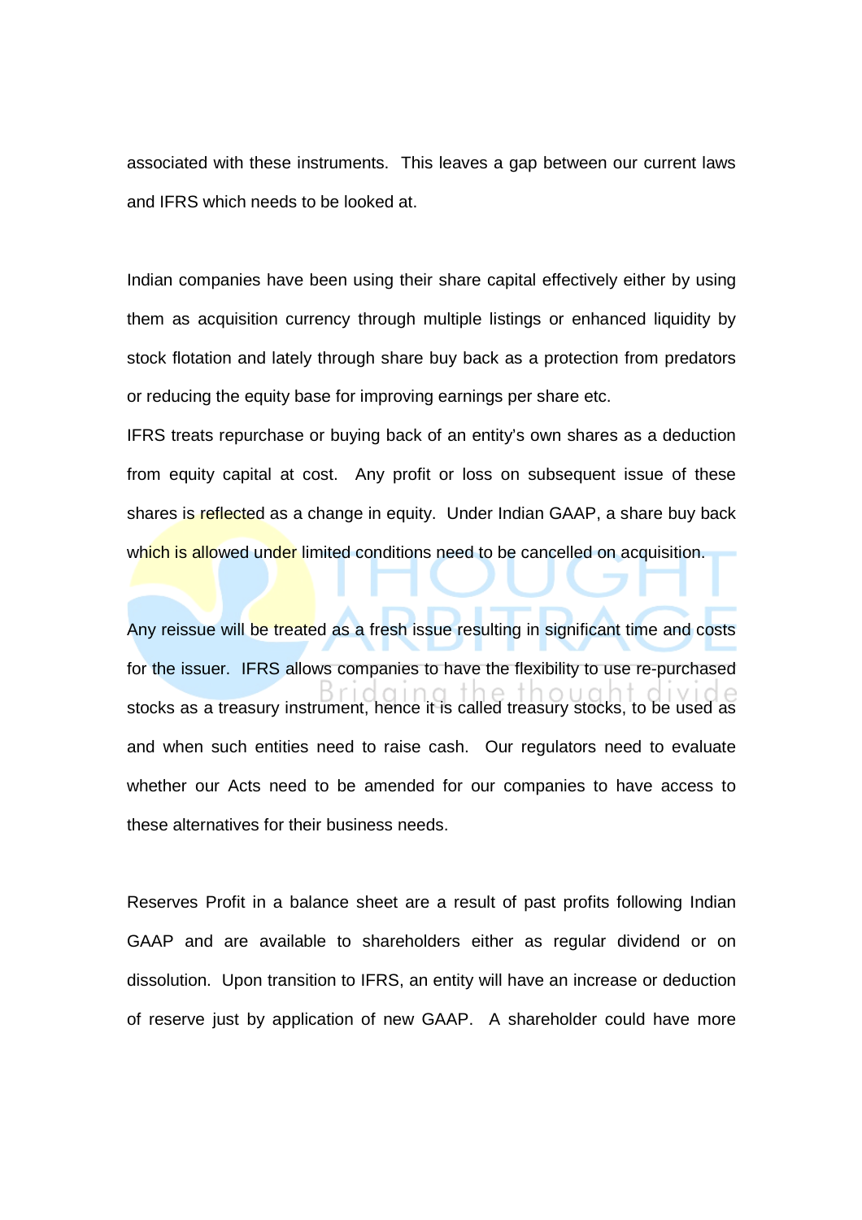associated with these instruments. This leaves a gap between our current laws and IFRS which needs to be looked at.

Indian companies have been using their share capital effectively either by using them as acquisition currency through multiple listings or enhanced liquidity by stock flotation and lately through share buy back as a protection from predators or reducing the equity base for improving earnings per share etc.

IFRS treats repurchase or buying back of an entity's own shares as a deduction from equity capital at cost. Any profit or loss on subsequent issue of these shares is reflected as a change in equity. Under Indian GAAP, a share buy back which is allowed under limited conditions need to be cancelled on acquisition.

Any reissue will be treated as a fresh issue resulting in significant time and costs for the issuer. IFRS allows companies to have the flexibility to use re-purchased stocks as a treasury instrument, hence it is called treasury stocks, to be used as and when such entities need to raise cash. Our regulators need to evaluate whether our Acts need to be amended for our companies to have access to these alternatives for their business needs.

Reserves Profit in a balance sheet are a result of past profits following Indian GAAP and are available to shareholders either as regular dividend or on dissolution. Upon transition to IFRS, an entity will have an increase or deduction of reserve just by application of new GAAP. A shareholder could have more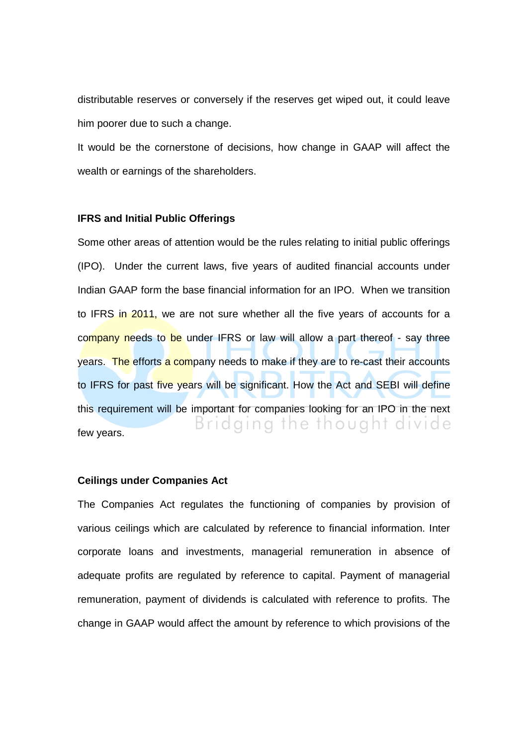distributable reserves or conversely if the reserves get wiped out, it could leave him poorer due to such a change.

It would be the cornerstone of decisions, how change in GAAP will affect the wealth or earnings of the shareholders.

**IFRS and Initial Public Offerings**

Some other areas of attention would be the rules relating to initial public offerings (IPO). Under the current laws, five years of audited financial accounts under Indian GAAP form the base financial information for an IPO. When we transition to IFRS in 2011, we are not sure whether all the five years of accounts for a company needs to be under IFRS or law will allow a part thereof - say three years. The efforts a company needs to make if they are to re-cast their accounts to IFRS for past five years will be significant. How the Act and SEBI will define this requirement will be important for companies looking for an IPO in the next few years.

**Ceilings under Companies Act**

The Companies Act regulates the functioning of companies by provision of various ceilings which are calculated by reference to financial information. Inter corporate loans and investments, managerial remuneration in absence of adequate profits are regulated by reference to capital. Payment of managerial remuneration, payment of dividends is calculated with reference to profits. The change in GAAP would affect the amount by reference to which provisions of the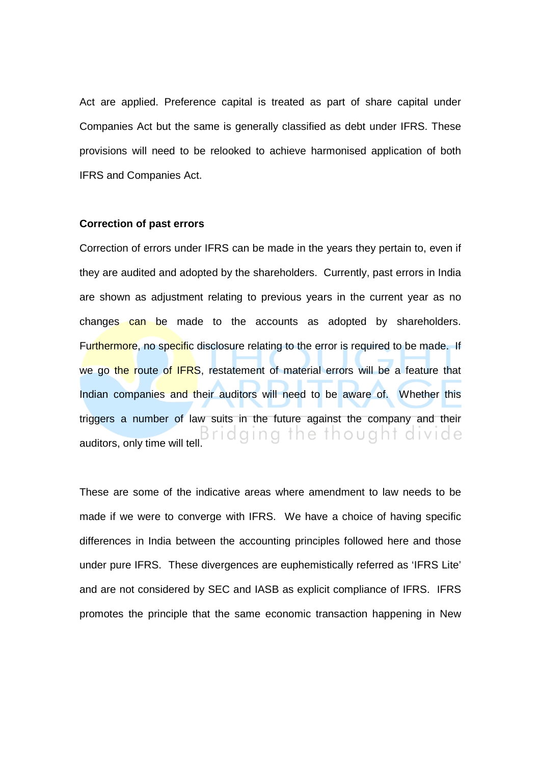Act are applied. Preference capital is treated as part of share capital under Companies Act but the same is generally classified as debt under IFRS. These provisions will need to be relooked to achieve harmonised application of both IFRS and Companies Act.

**Correction of past errors**

Correction of errors under IFRS can be made in the years they pertain to, even if they are audited and adopted by the shareholders. Currently, past errors in India are shown as adjustment relating to previous years in the current year as no changes can be made to the accounts as adopted by shareholders. Furthermore, no specific disclosure relating to the error is required to be made. If we go the route of IFRS, restatement of material errors will be a feature that Indian companies and their auditors will need to be aware of. Whether this triggers a number of law suits in the future against the company and their auditors, only time will tell.

These are some of the indicative areas where amendment to law needs to be made if we were to converge with IFRS. We have a choice of having specific differences in India between the accounting principles followed here and those under pure IFRS. These divergences are euphemistically referred as 'IFRS Lite' and are not considered by SEC and IASB as explicit compliance of IFRS. IFRS promotes the principle that the same economic transaction happening in New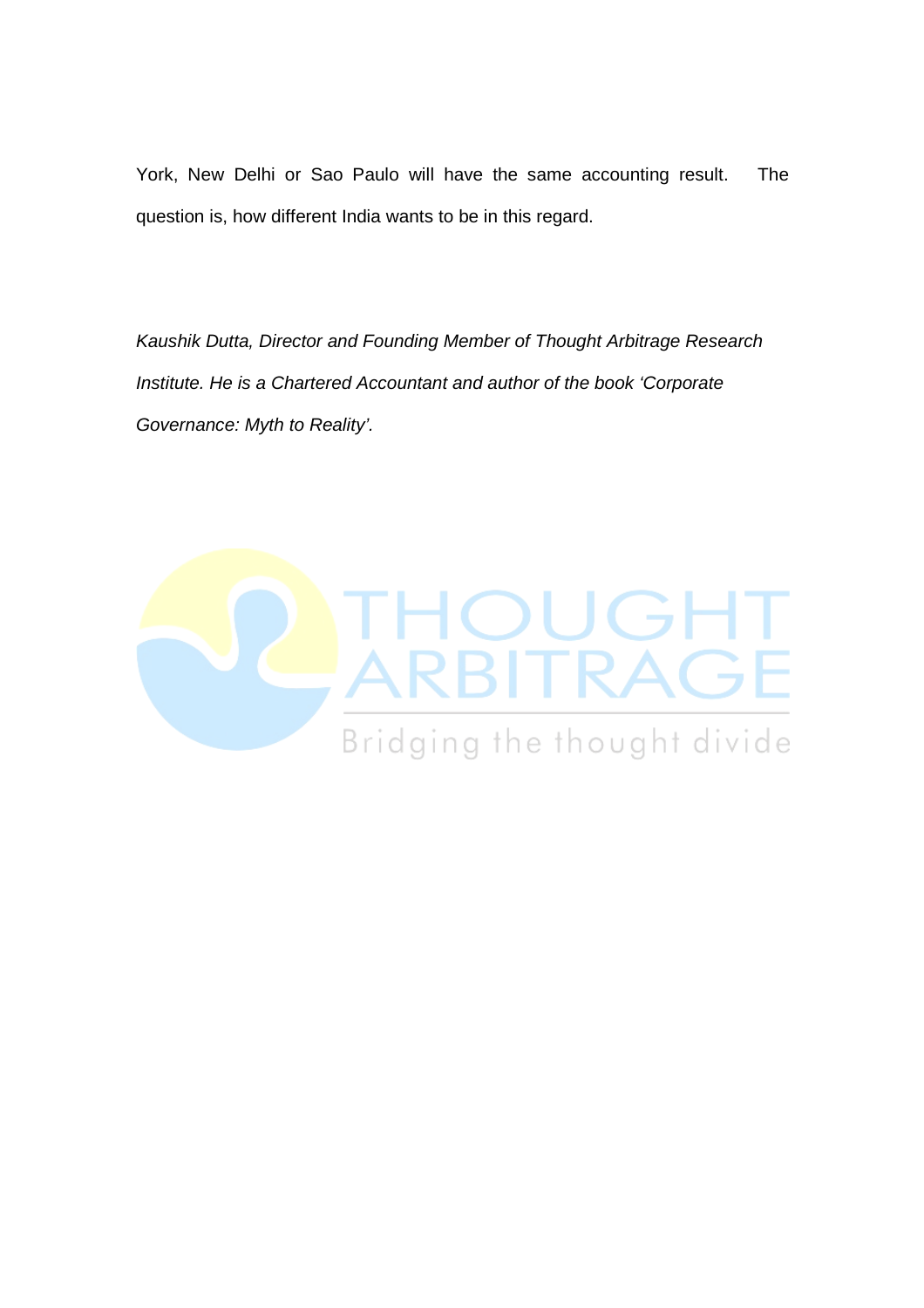York, New Delhi or Sao Paulo will have the same accounting result. The question is, how different India wants to be in this regard.

*Kaushik Dutta, Director and Founding Member of Thought Arbitrage Research Institute. He is a Chartered Accountant and author of the book 'Corporate Governance: Myth to Reality'.*

THOUGHT ARBITRAGE

Bridging the thought divide